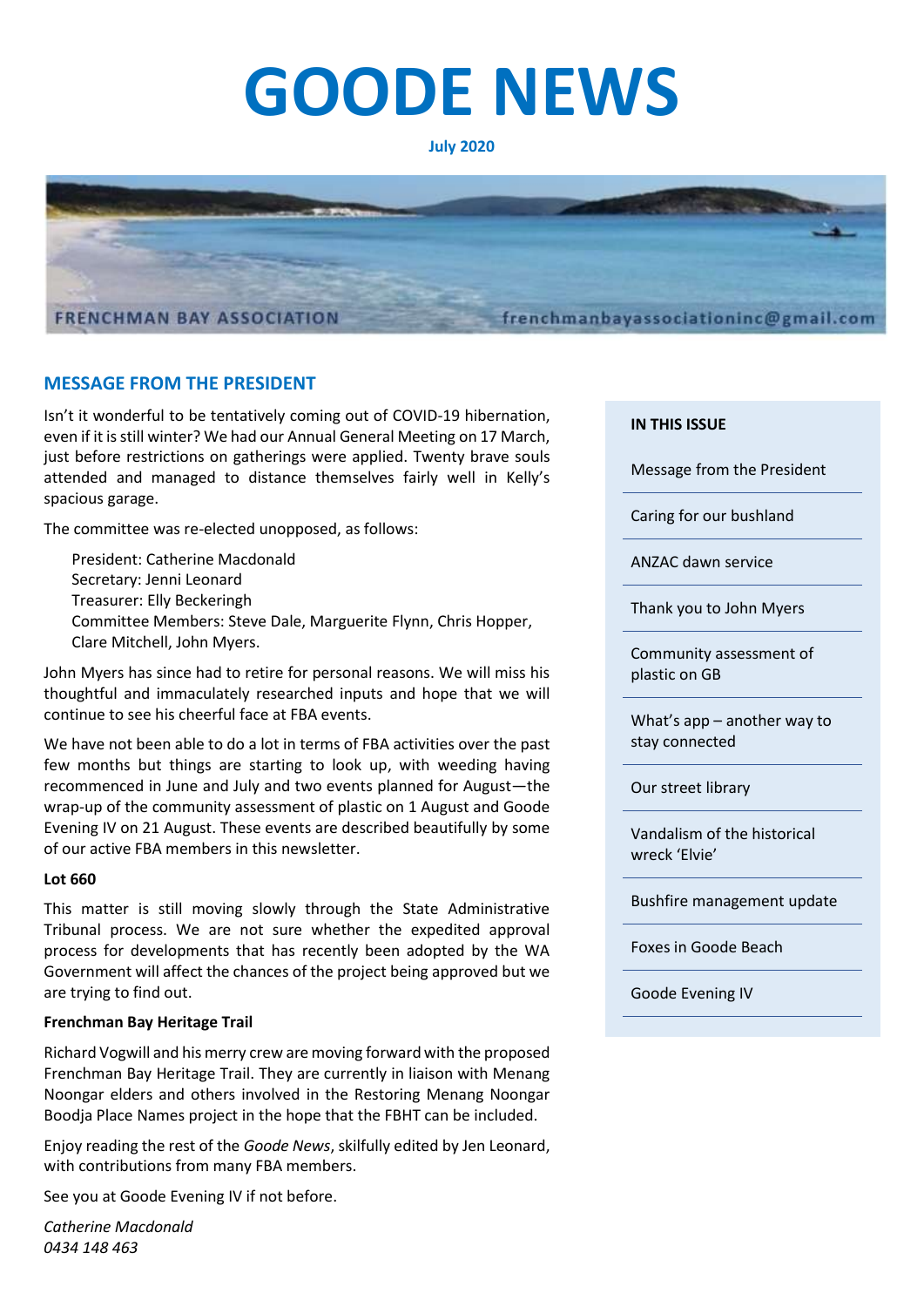# GOODE NEWS

**July 2020**

FRENCHMAN BAY ASSOCIATION frenchmanbayassociationinc@gmail.com

**IN THIS ISSUE**

- Message from the President
- Caring for our bushland
- ANZAC dawn service
- Thank you to John Myers
- Community assessment of plastic on GB
- What's app – another way to stay connected
- Our street library
- Vandalism of the historical wreck 'Elvie'
- Bushfire management update
- Foxes in Goode Beach
- Goode Evening IV

## MESSAGE FROM THE PRESIDENT

Isn't it wonderful to be tentatively coming out of COVID-19 hibernation, even if it is still winter? We had our Annual General Meeting on 17 March, just before restrictions on gatherings were applied. Twenty brave souls attended and managed to distance themselves fairly well in Kelly's spacious garage.

The committee was re-elected unopposed, as follows:

President: Catherine Macdonald
Secretary: Jenni Leonard
Treasurer: Elly Beckeringh
Committee Members: Steve Dale, Marguerite Flynn, Chris Hopper, Clare Mitchell, John Myers.

John Myers has since had to retire for personal reasons. We will miss his thoughtful and immaculately researched inputs and hope that we will continue to see his cheerful face at FBA events.

We have not been able to do a lot in terms of FBA activities over the past few months but things are starting to look up, with weeding having recommenced in June and July and two events planned for August—the wrap-up of the community assessment of plastic on 1 August and Goode Evening IV on 21 August. These events are described beautifully by some of our active FBA members in this newsletter.

**Lot 660**

This matter is still moving slowly through the State Administrative Tribunal process. We are not sure whether the expedited approval process for developments that has recently been adopted by the WA Government will affect the chances of the project being approved but we are trying to find out.

**Frenchman Bay Heritage Trail**

Richard Vogwill and his merry crew are moving forward with the proposed Frenchman Bay Heritage Trail. They are currently in liaison with Menang Noongar elders and others involved in the Restoring Menang Noongar Boodja Place Names project in the hope that the FBHT can be included.

Enjoy reading the rest of the *Goode News*, skilfully edited by Jen Leonard, with contributions from many FBA members.

See you at Goode Evening IV if not before.

*Catherine Macdonald*
*0434 148 463*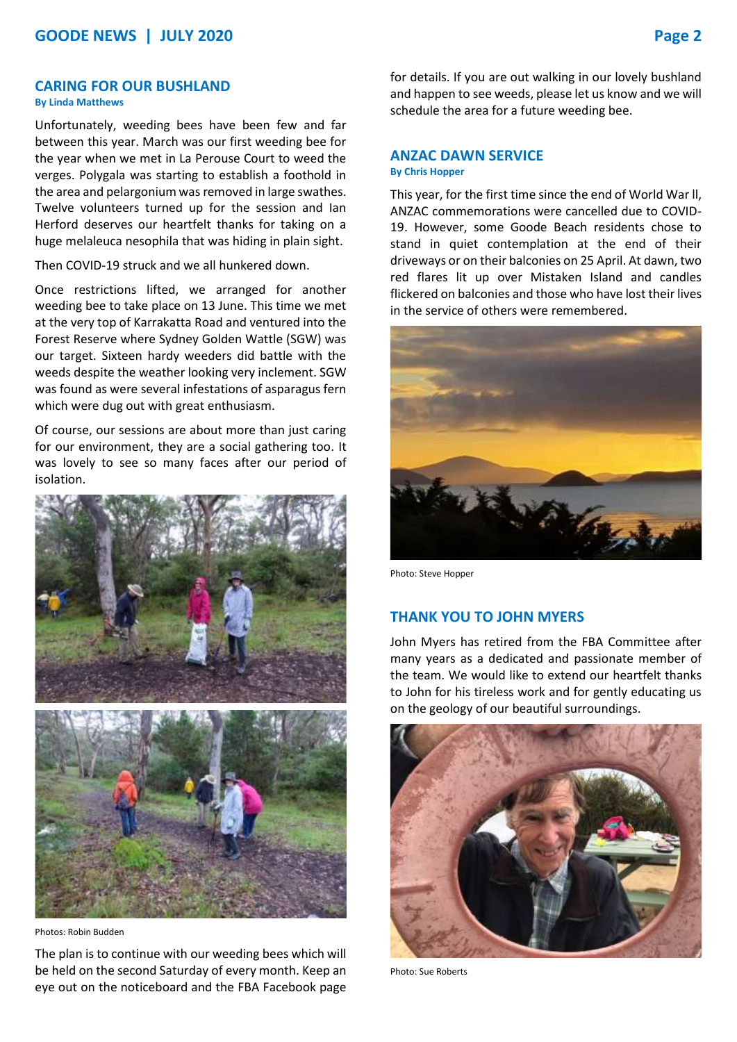## CARING FOR OUR BUSHLAND

**By Linda Matthews**

Unfortunately, weeding bees have been few and far between this year. March was our first weeding bee for the year when we met in La Perouse Court to weed the verges. Polygala was starting to establish a foothold in the area and pelargonium was removed in large swathes. Twelve volunteers turned up for the session and Ian Herford deserves our heartfelt thanks for taking on a huge melaleuca nesophila that was hiding in plain sight.

Then COVID-19 struck and we all hunkered down.

Once restrictions lifted, we arranged for another weeding bee to take place on 13 June. This time we met at the very top of Karrakatta Road and ventured into the Forest Reserve where Sydney Golden Wattle (SGW) was our target. Sixteen hardy weeders did battle with the weeds despite the weather looking very inclement. SGW was found as were several infestations of asparagus fern which were dug out with great enthusiasm.

Of course, our sessions are about more than just caring for our environment, they are a social gathering too. It was lovely to see so many faces after our period of isolation.

Photos: Robin Budden

The plan is to continue with our weeding bees which will be held on the second Saturday of every month. Keep an eye out on the noticeboard and the FBA Facebook page for details. If you are out walking in our lovely bushland and happen to see weeds, please let us know and we will schedule the area for a future weeding bee.

## ANZAC DAWN SERVICE

**By Chris Hopper**

This year, for the first time since the end of World War ll, ANZAC commemorations were cancelled due to COVID-19. However, some Goode Beach residents chose to stand in quiet contemplation at the end of their driveways or on their balconies on 25 April. At dawn, two red flares lit up over Mistaken Island and candles flickered on balconies and those who have lost their lives in the service of others were remembered.

Photo: Steve Hopper

## THANK YOU TO JOHN MYERS

John Myers has retired from the FBA Committee after many years as a dedicated and passionate member of the team. We would like to extend our heartfelt thanks to John for his tireless work and for gently educating us on the geology of our beautiful surroundings.

Photo: Sue Roberts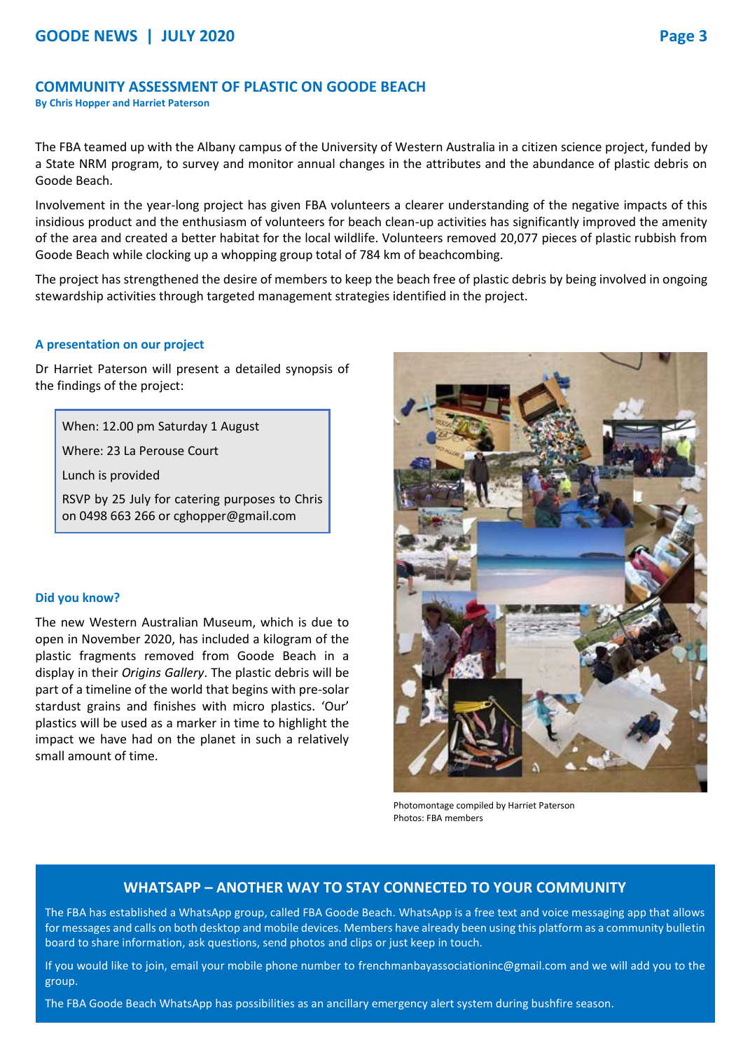## COMMUNITY ASSESSMENT OF PLASTIC ON GOODE BEACH

**By Chris Hopper and Harriet Paterson**

The FBA teamed up with the Albany campus of the University of Western Australia in a citizen science project, funded by a State NRM program, to survey and monitor annual changes in the attributes and the abundance of plastic debris on Goode Beach.

Involvement in the year-long project has given FBA volunteers a clearer understanding of the negative impacts of this insidious product and the enthusiasm of volunteers for beach clean-up activities has significantly improved the amenity of the area and created a better habitat for the local wildlife. Volunteers removed 20,077 pieces of plastic rubbish from Goode Beach while clocking up a whopping group total of 784 km of beachcombing.

The project has strengthened the desire of members to keep the beach free of plastic debris by being involved in ongoing stewardship activities through targeted management strategies identified in the project.

### A presentation on our project

Dr Harriet Paterson will present a detailed synopsis of the findings of the project:

When: 12.00 pm Saturday 1 August

Where: 23 La Perouse Court

Lunch is provided

RSVP by 25 July for catering purposes to Chris on 0498 663 266 or cghopper@gmail.com

### Did you know?

The new Western Australian Museum, which is due to open in November 2020, has included a kilogram of the plastic fragments removed from Goode Beach in a display in their *Origins Gallery*. The plastic debris will be part of a timeline of the world that begins with pre-solar stardust grains and finishes with micro plastics. 'Our' plastics will be used as a marker in time to highlight the impact we have had on the planet in such a relatively small amount of time.

Photomontage compiled by Harriet Paterson
Photos: FBA members

## WHATSAPP – ANOTHER WAY TO STAY CONNECTED TO YOUR COMMUNITY

The FBA has established a WhatsApp group, called FBA Goode Beach. WhatsApp is a free text and voice messaging app that allows for messages and calls on both desktop and mobile devices. Members have already been using this platform as a community bulletin board to share information, ask questions, send photos and clips or just keep in touch.

If you would like to join, email your mobile phone number to frenchmanbayassociationinc@gmail.com and we will add you to the group.

The FBA Goode Beach WhatsApp has possibilities as an ancillary emergency alert system during bushfire season.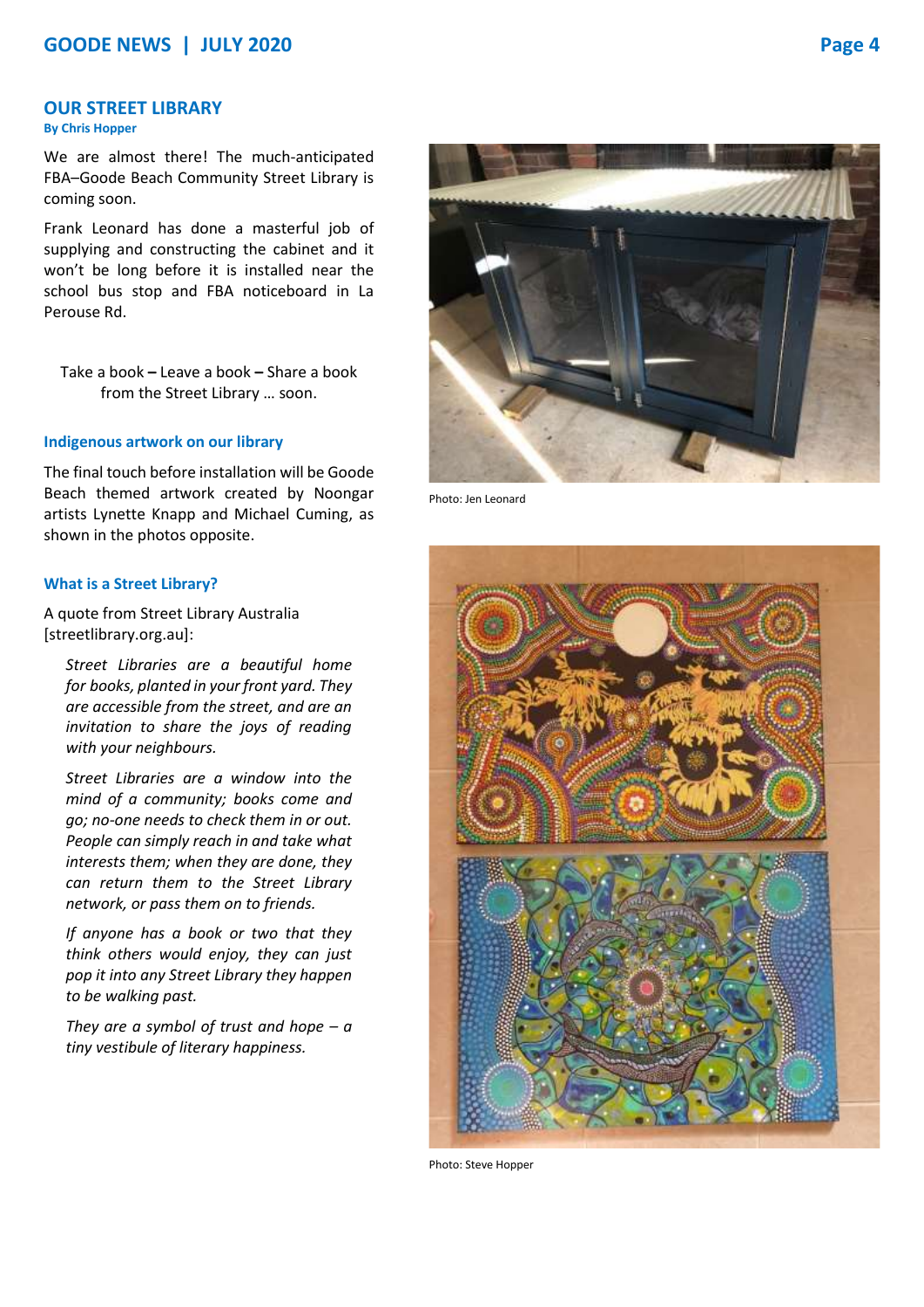## OUR STREET LIBRARY

**By Chris Hopper**

We are almost there! The much-anticipated FBA–Goode Beach Community Street Library is coming soon.

Frank Leonard has done a masterful job of supplying and constructing the cabinet and it won't be long before it is installed near the school bus stop and FBA noticeboard in La Perouse Rd.

Take a book **–** Leave a book **–** Share a book from the Street Library … soon.

### Indigenous artwork on our library

The final touch before installation will be Goode Beach themed artwork created by Noongar artists Lynette Knapp and Michael Cuming, as shown in the photos opposite.

### What is a Street Library?

A quote from Street Library Australia [streetlibrary.org.au]:

> *Street Libraries are a beautiful home for books, planted in your front yard. They are accessible from the street, and are an invitation to share the joys of reading with your neighbours.*
>
> *Street Libraries are a window into the mind of a community; books come and go; no-one needs to check them in or out. People can simply reach in and take what interests them; when they are done, they can return them to the Street Library network, or pass them on to friends.*
>
> *If anyone has a book or two that they think others would enjoy, they can just pop it into any Street Library they happen to be walking past.*
>
> *They are a symbol of trust and hope – a tiny vestibule of literary happiness.*

Photo: Jen Leonard

Photo: Steve Hopper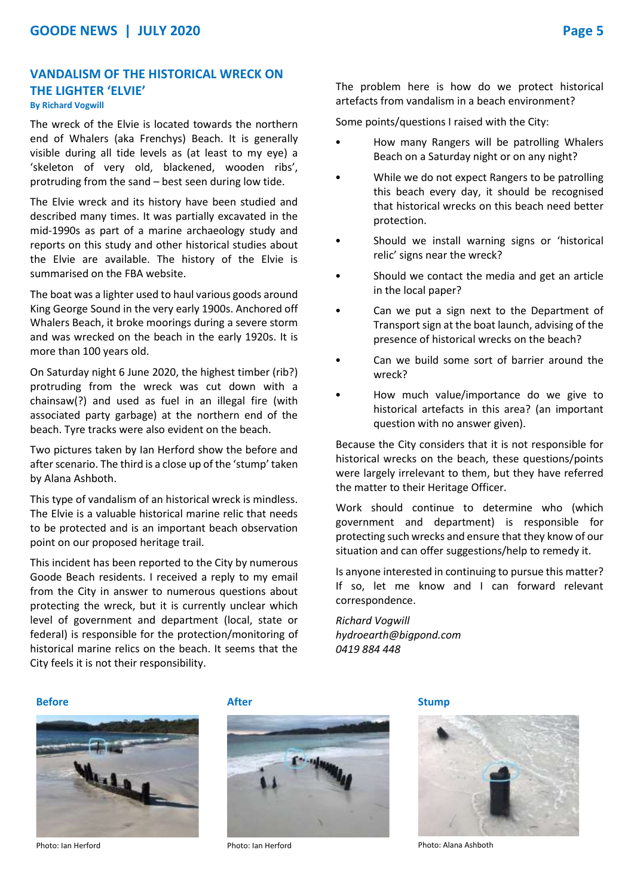## VANDALISM OF THE HISTORICAL WRECK ON THE LIGHTER 'ELVIE'

**By Richard Vogwill**

The wreck of the Elvie is located towards the northern end of Whalers (aka Frenchys) Beach. It is generally visible during all tide levels as (at least to my eye) a 'skeleton of very old, blackened, wooden ribs', protruding from the sand – best seen during low tide.

The Elvie wreck and its history have been studied and described many times. It was partially excavated in the mid-1990s as part of a marine archaeology study and reports on this study and other historical studies about the Elvie are available. The history of the Elvie is summarised on the FBA website.

The boat was a lighter used to haul various goods around King George Sound in the very early 1900s. Anchored off Whalers Beach, it broke moorings during a severe storm and was wrecked on the beach in the early 1920s. It is more than 100 years old.

On Saturday night 6 June 2020, the highest timber (rib?) protruding from the wreck was cut down with a chainsaw(?) and used as fuel in an illegal fire (with associated party garbage) at the northern end of the beach. Tyre tracks were also evident on the beach.

Two pictures taken by Ian Herford show the before and after scenario. The third is a close up of the 'stump' taken by Alana Ashboth.

This type of vandalism of an historical wreck is mindless. The Elvie is a valuable historical marine relic that needs to be protected and is an important beach observation point on our proposed heritage trail.

This incident has been reported to the City by numerous Goode Beach residents. I received a reply to my email from the City in answer to numerous questions about protecting the wreck, but it is currently unclear which level of government and department (local, state or federal) is responsible for the protection/monitoring of historical marine relics on the beach. It seems that the City feels it is not their responsibility.

The problem here is how do we protect historical artefacts from vandalism in a beach environment?

Some points/questions I raised with the City:

- How many Rangers will be patrolling Whalers Beach on a Saturday night or on any night?
- While we do not expect Rangers to be patrolling this beach every day, it should be recognised that historical wrecks on this beach need better protection.
- Should we install warning signs or 'historical relic' signs near the wreck?
- Should we contact the media and get an article in the local paper?
- Can we put a sign next to the Department of Transport sign at the boat launch, advising of the presence of historical wrecks on the beach?
- Can we build some sort of barrier around the wreck?
- How much value/importance do we give to historical artefacts in this area? (an important question with no answer given).

Because the City considers that it is not responsible for historical wrecks on the beach, these questions/points were largely irrelevant to them, but they have referred the matter to their Heritage Officer.

Work should continue to determine who (which government and department) is responsible for protecting such wrecks and ensure that they know of our situation and can offer suggestions/help to remedy it.

Is anyone interested in continuing to pursue this matter? If so, let me know and I can forward relevant correspondence.

*Richard Vogwill*
*hydroearth@bigpond.com*
*0419 884 448*

**Before**

Photo: Ian Herford

**After**

Photo: Ian Herford

**Stump**

Photo: Alana Ashboth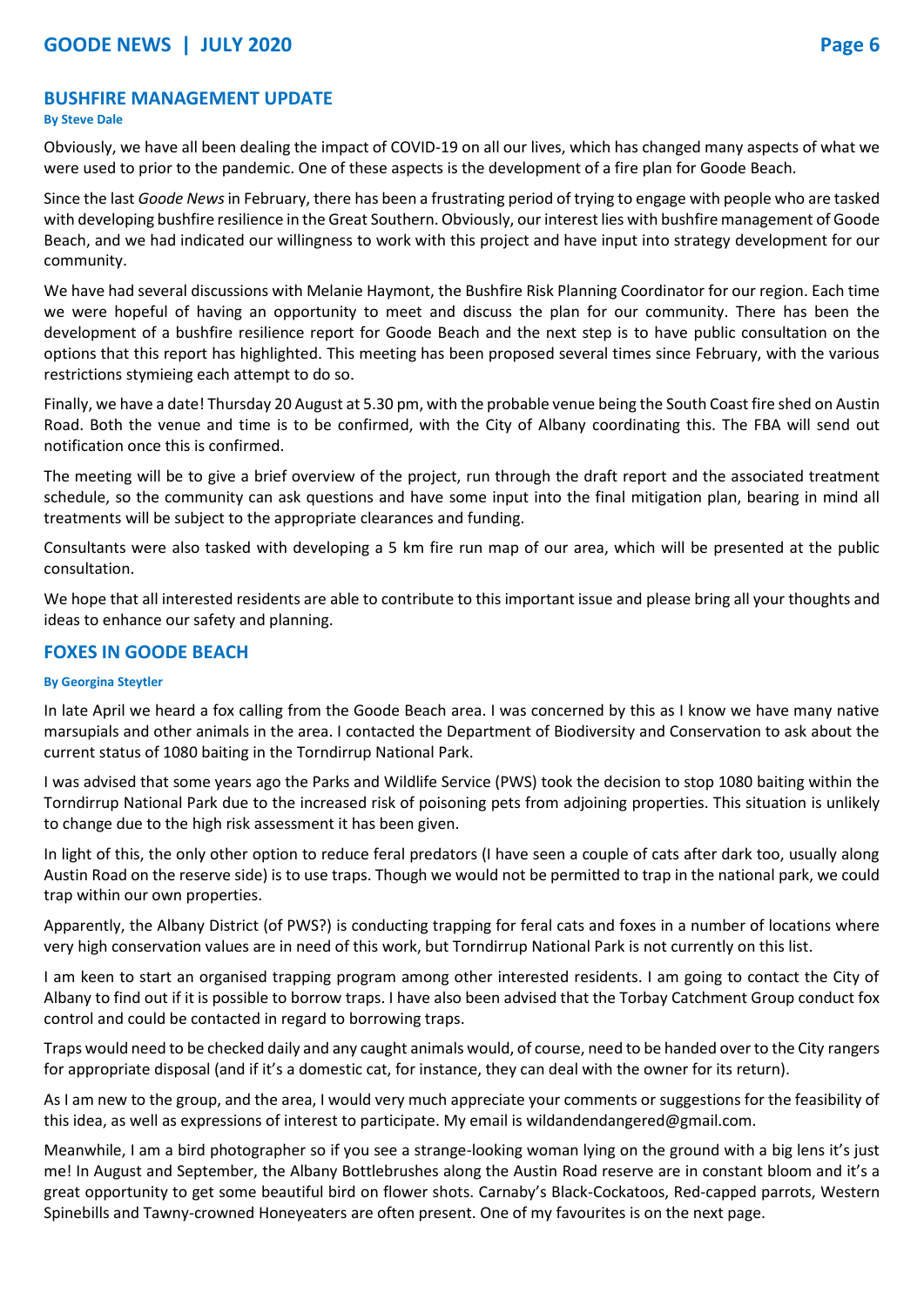## BUSHFIRE MANAGEMENT UPDATE

**By Steve Dale**

Obviously, we have all been dealing the impact of COVID-19 on all our lives, which has changed many aspects of what we were used to prior to the pandemic. One of these aspects is the development of a fire plan for Goode Beach.

Since the last *Goode News* in February, there has been a frustrating period of trying to engage with people who are tasked with developing bushfire resilience in the Great Southern. Obviously, our interest lies with bushfire management of Goode Beach, and we had indicated our willingness to work with this project and have input into strategy development for our community.

We have had several discussions with Melanie Haymont, the Bushfire Risk Planning Coordinator for our region. Each time we were hopeful of having an opportunity to meet and discuss the plan for our community. There has been the development of a bushfire resilience report for Goode Beach and the next step is to have public consultation on the options that this report has highlighted. This meeting has been proposed several times since February, with the various restrictions stymieing each attempt to do so.

Finally, we have a date! Thursday 20 August at 5.30 pm, with the probable venue being the South Coast fire shed on Austin Road. Both the venue and time is to be confirmed, with the City of Albany coordinating this. The FBA will send out notification once this is confirmed.

The meeting will be to give a brief overview of the project, run through the draft report and the associated treatment schedule, so the community can ask questions and have some input into the final mitigation plan, bearing in mind all treatments will be subject to the appropriate clearances and funding.

Consultants were also tasked with developing a 5 km fire run map of our area, which will be presented at the public consultation.

We hope that all interested residents are able to contribute to this important issue and please bring all your thoughts and ideas to enhance our safety and planning.

## FOXES IN GOODE BEACH

**By Georgina Steytler**

In late April we heard a fox calling from the Goode Beach area. I was concerned by this as I know we have many native marsupials and other animals in the area. I contacted the Department of Biodiversity and Conservation to ask about the current status of 1080 baiting in the Torndirrup National Park.

I was advised that some years ago the Parks and Wildlife Service (PWS) took the decision to stop 1080 baiting within the Torndirrup National Park due to the increased risk of poisoning pets from adjoining properties. This situation is unlikely to change due to the high risk assessment it has been given.

In light of this, the only other option to reduce feral predators (I have seen a couple of cats after dark too, usually along Austin Road on the reserve side) is to use traps. Though we would not be permitted to trap in the national park, we could trap within our own properties.

Apparently, the Albany District (of PWS?) is conducting trapping for feral cats and foxes in a number of locations where very high conservation values are in need of this work, but Torndirrup National Park is not currently on this list.

I am keen to start an organised trapping program among other interested residents. I am going to contact the City of Albany to find out if it is possible to borrow traps. I have also been advised that the Torbay Catchment Group conduct fox control and could be contacted in regard to borrowing traps.

Traps would need to be checked daily and any caught animals would, of course, need to be handed over to the City rangers for appropriate disposal (and if it's a domestic cat, for instance, they can deal with the owner for its return).

As I am new to the group, and the area, I would very much appreciate your comments or suggestions for the feasibility of this idea, as well as expressions of interest to participate. My email is wildandendangered@gmail.com.

Meanwhile, I am a bird photographer so if you see a strange-looking woman lying on the ground with a big lens it's just me! In August and September, the Albany Bottlebrushes along the Austin Road reserve are in constant bloom and it's a great opportunity to get some beautiful bird on flower shots. Carnaby's Black-Cockatoos, Red-capped parrots, Western Spinebills and Tawny-crowned Honeyeaters are often present. One of my favourites is on the next page.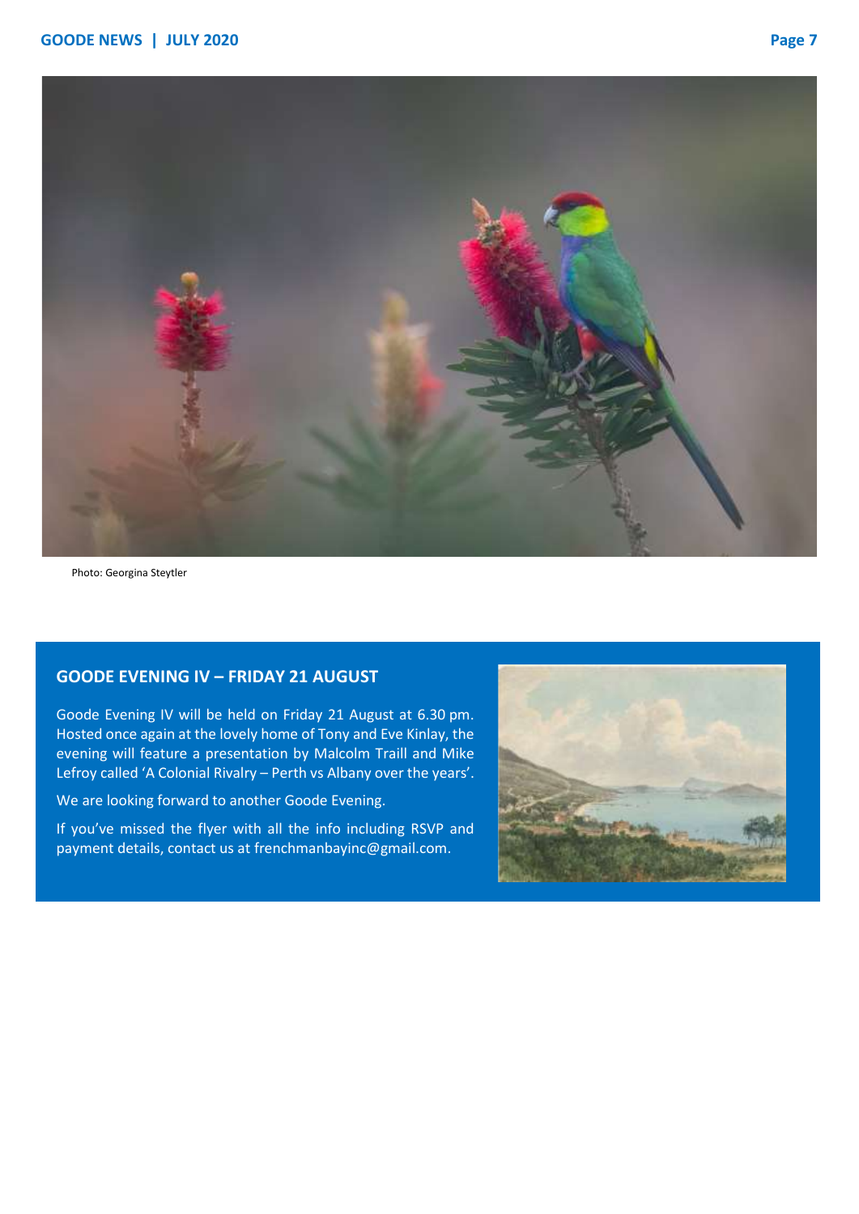Photo: Georgina Steytler

## GOODE EVENING IV – FRIDAY 21 AUGUST

Goode Evening IV will be held on Friday 21 August at 6.30 pm. Hosted once again at the lovely home of Tony and Eve Kinlay, the evening will feature a presentation by Malcolm Traill and Mike Lefroy called 'A Colonial Rivalry – Perth vs Albany over the years'.

We are looking forward to another Goode Evening.

If you've missed the flyer with all the info including RSVP and payment details, contact us at frenchmanbayinc@gmail.com.